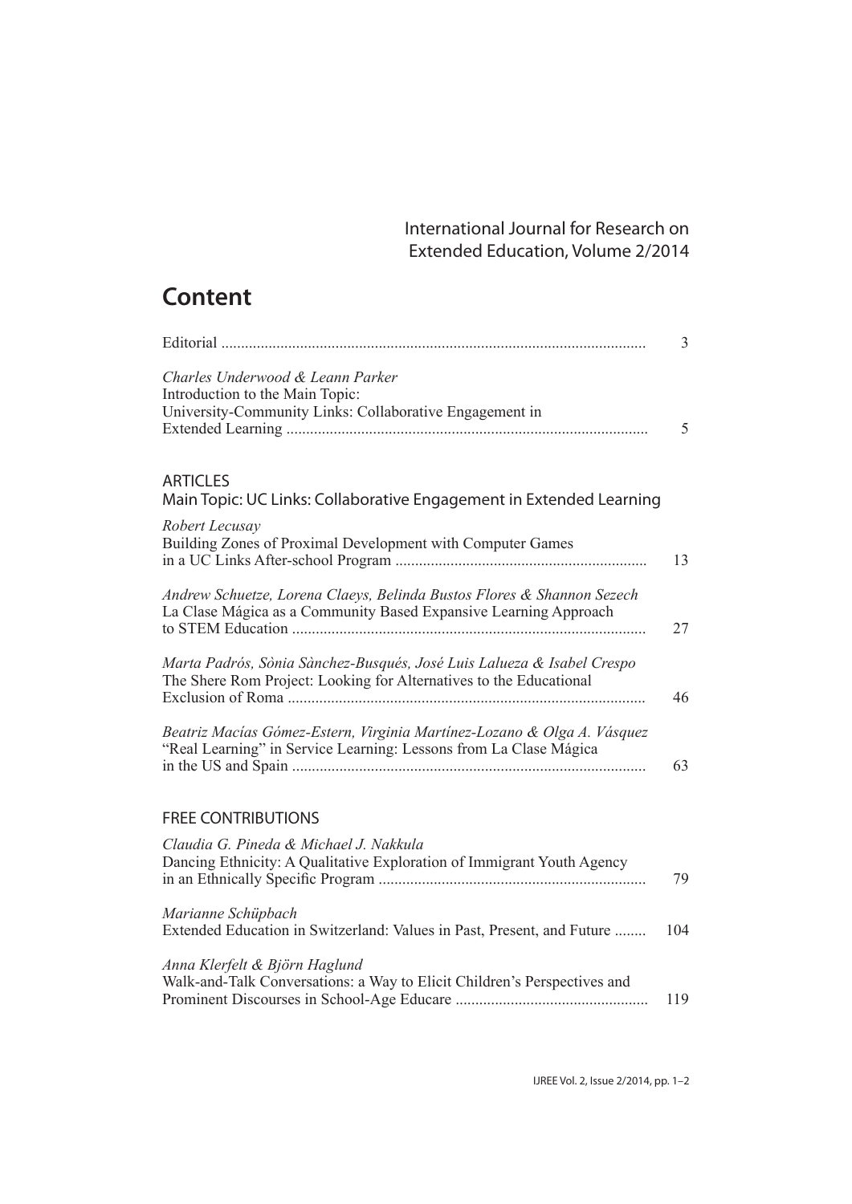International Journal for Research on Extended Education, Volume 2/2014

# Content

Editorial ... 3

*Charles Underwood & Leann Parker*
Introduction to the Main Topic:
University-Community Links: Collaborative Engagement in Extended Learning ... 5

## ARTICLES

### Main Topic: UC Links: Collaborative Engagement in Extended Learning

*Robert Lecusay*
Building Zones of Proximal Development with Computer Games in a UC Links After-school Program ... 13

*Andrew Schuetze, Lorena Claeys, Belinda Bustos Flores & Shannon Sezech*
La Clase Mágica as a Community Based Expansive Learning Approach to STEM Education ... 27

*Marta Padrós, Sònia Sànchez-Busqués, José Luis Lalueza & Isabel Crespo*
The Shere Rom Project: Looking for Alternatives to the Educational Exclusion of Roma ... 46

*Beatriz Macías Gómez-Estern, Virginia Martínez-Lozano & Olga A. Vásquez*
"Real Learning" in Service Learning: Lessons from La Clase Mágica in the US and Spain ... 63

## FREE CONTRIBUTIONS

*Claudia G. Pineda & Michael J. Nakkula*
Dancing Ethnicity: A Qualitative Exploration of Immigrant Youth Agency in an Ethnically Specific Program ... 79

*Marianne Schüpbach*
Extended Education in Switzerland: Values in Past, Present, and Future ... 104

*Anna Klerfelt & Björn Haglund*
Walk-and-Talk Conversations: a Way to Elicit Children's Perspectives and Prominent Discourses in School-Age Educare ... 119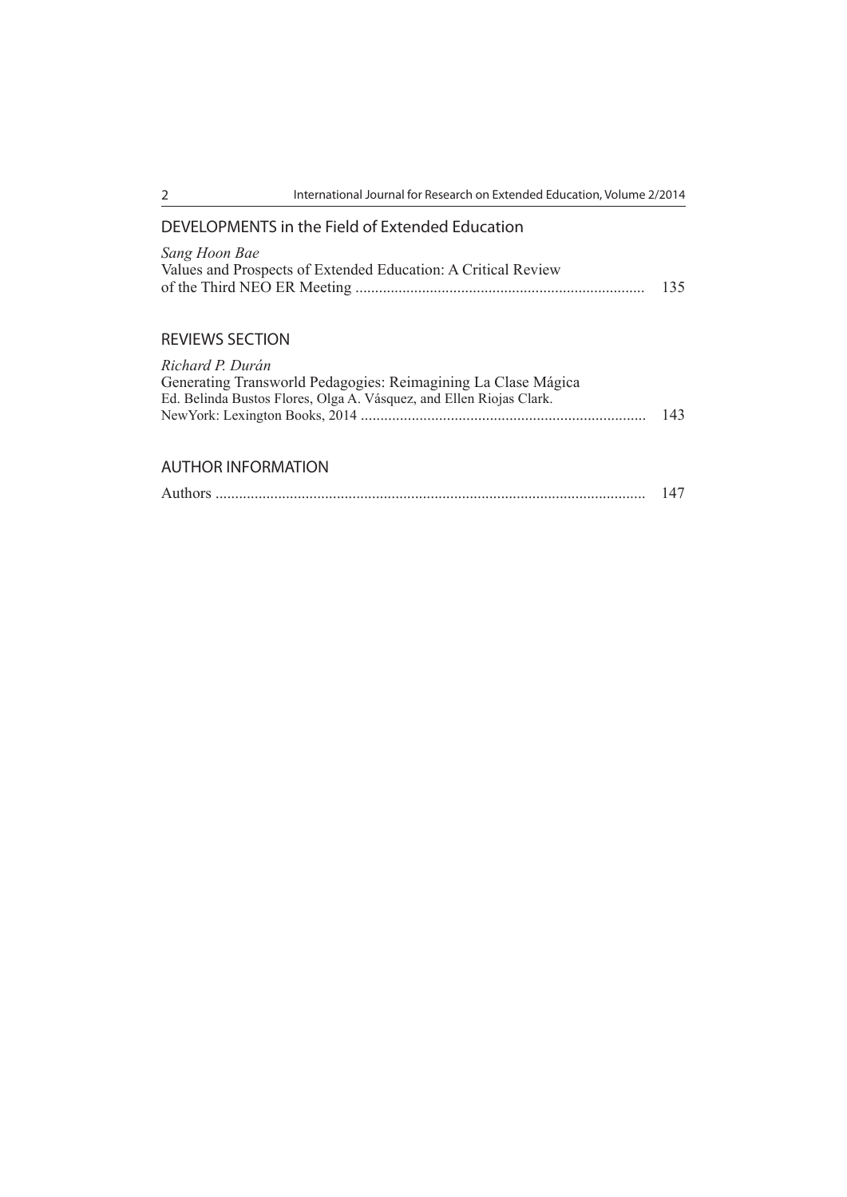## DEVELOPMENTS in the Field of Extended Education

*Sang Hoon Bae*
Values and Prospects of Extended Education: A Critical Review of the Third NEO ER Meeting ........................................................................ 135

## REVIEWS SECTION

*Richard P. Durán*
Generating Transworld Pedagogies: Reimagining La Clase Mágica
Ed. Belinda Bustos Flores, Olga A. Vásquez, and Ellen Riojas Clark.
NewYork: Lexington Books, 2014 ........................................................................ 143

## AUTHOR INFORMATION

Authors ............................................................................................................ 147